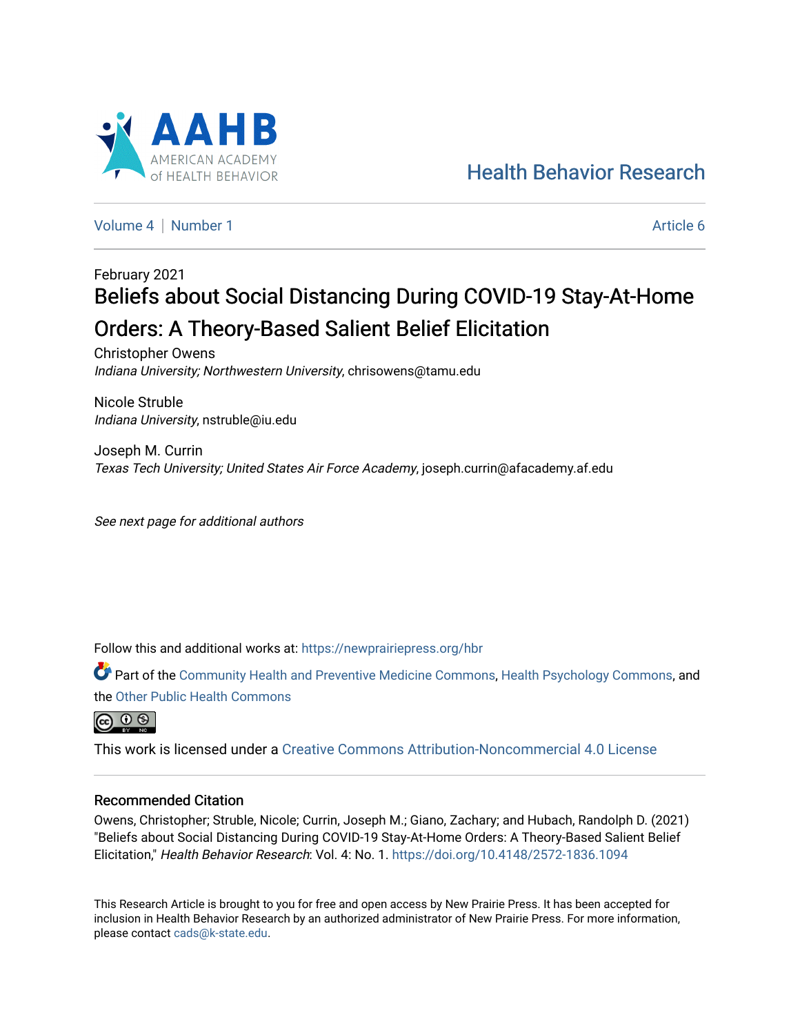AAHB AMERICAN ACADEMY of HEALTH BEHAVIOR

Health Behavior Research

Volume 4 | Number 1 — Article 6

February 2021

# Beliefs about Social Distancing During COVID-19 Stay-At-Home Orders: A Theory-Based Salient Belief Elicitation

Christopher Owens
*Indiana University; Northwestern University*, chrisowens@tamu.edu

Nicole Struble
*Indiana University*, nstruble@iu.edu

Joseph M. Currin
*Texas Tech University; United States Air Force Academy*, joseph.currin@afacademy.af.edu

*See next page for additional authors*

Follow this and additional works at: https://newprairiepress.org/hbr

Part of the Community Health and Preventive Medicine Commons, Health Psychology Commons, and the Other Public Health Commons

This work is licensed under a Creative Commons Attribution-Noncommercial 4.0 License

## Recommended Citation

Owens, Christopher; Struble, Nicole; Currin, Joseph M.; Giano, Zachary; and Hubach, Randolph D. (2021) "Beliefs about Social Distancing During COVID-19 Stay-At-Home Orders: A Theory-Based Salient Belief Elicitation," *Health Behavior Research*: Vol. 4: No. 1. https://doi.org/10.4148/2572-1836.1094

This Research Article is brought to you for free and open access by New Prairie Press. It has been accepted for inclusion in Health Behavior Research by an authorized administrator of New Prairie Press. For more information, please contact cads@k-state.edu.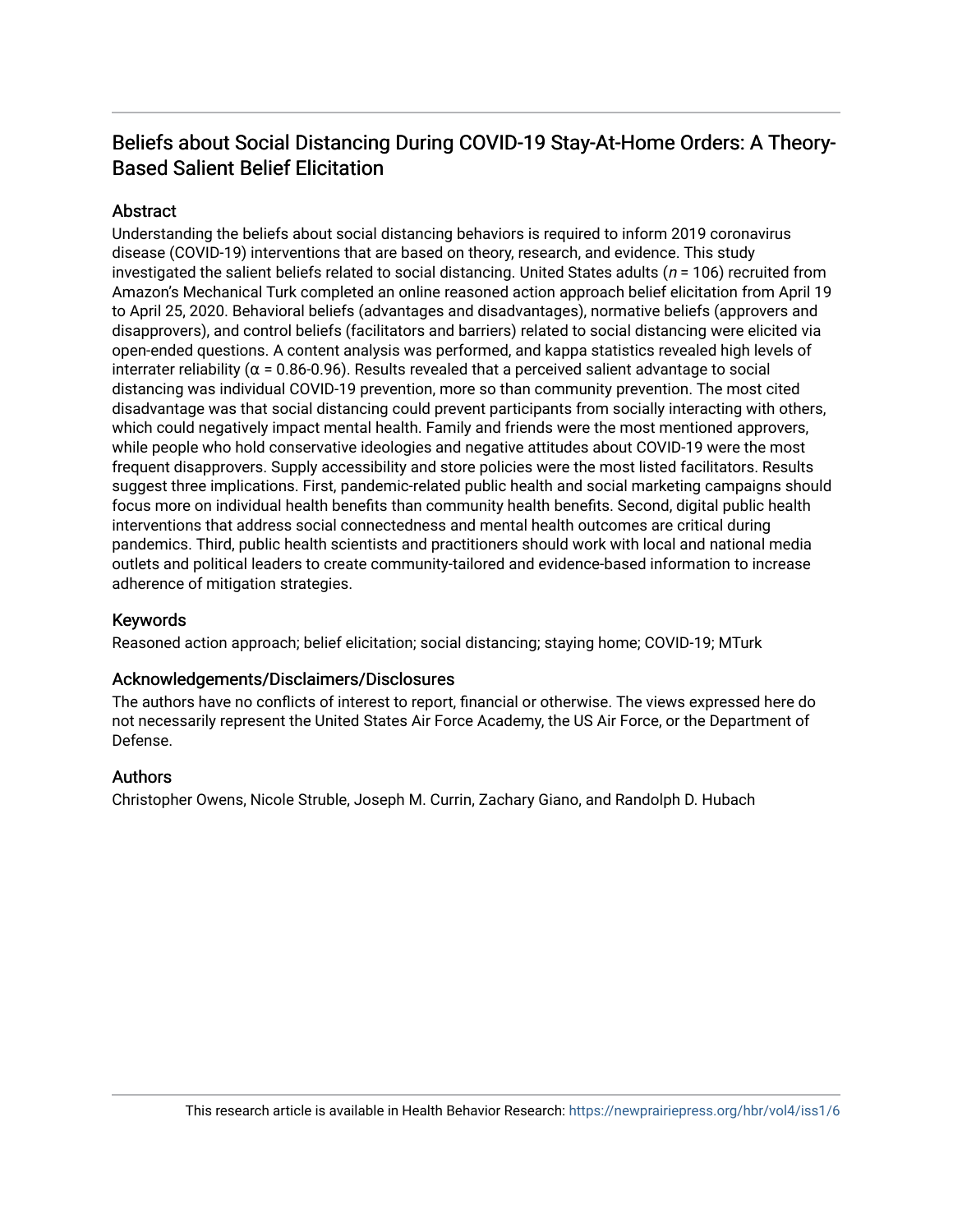# Beliefs about Social Distancing During COVID-19 Stay-At-Home Orders: A Theory-Based Salient Belief Elicitation

## Abstract

Understanding the beliefs about social distancing behaviors is required to inform 2019 coronavirus disease (COVID-19) interventions that are based on theory, research, and evidence. This study investigated the salient beliefs related to social distancing. United States adults (*n* = 106) recruited from Amazon's Mechanical Turk completed an online reasoned action approach belief elicitation from April 19 to April 25, 2020. Behavioral beliefs (advantages and disadvantages), normative beliefs (approvers and disapprovers), and control beliefs (facilitators and barriers) related to social distancing were elicited via open-ended questions. A content analysis was performed, and kappa statistics revealed high levels of interrater reliability (α = 0.86-0.96). Results revealed that a perceived salient advantage to social distancing was individual COVID-19 prevention, more so than community prevention. The most cited disadvantage was that social distancing could prevent participants from socially interacting with others, which could negatively impact mental health. Family and friends were the most mentioned approvers, while people who hold conservative ideologies and negative attitudes about COVID-19 were the most frequent disapprovers. Supply accessibility and store policies were the most listed facilitators. Results suggest three implications. First, pandemic-related public health and social marketing campaigns should focus more on individual health benefits than community health benefits. Second, digital public health interventions that address social connectedness and mental health outcomes are critical during pandemics. Third, public health scientists and practitioners should work with local and national media outlets and political leaders to create community-tailored and evidence-based information to increase adherence of mitigation strategies.

## Keywords

Reasoned action approach; belief elicitation; social distancing; staying home; COVID-19; MTurk

## Acknowledgements/Disclaimers/Disclosures

The authors have no conflicts of interest to report, financial or otherwise. The views expressed here do not necessarily represent the United States Air Force Academy, the US Air Force, or the Department of Defense.

## Authors

Christopher Owens, Nicole Struble, Joseph M. Currin, Zachary Giano, and Randolph D. Hubach

This research article is available in Health Behavior Research: https://newprairiepress.org/hbr/vol4/iss1/6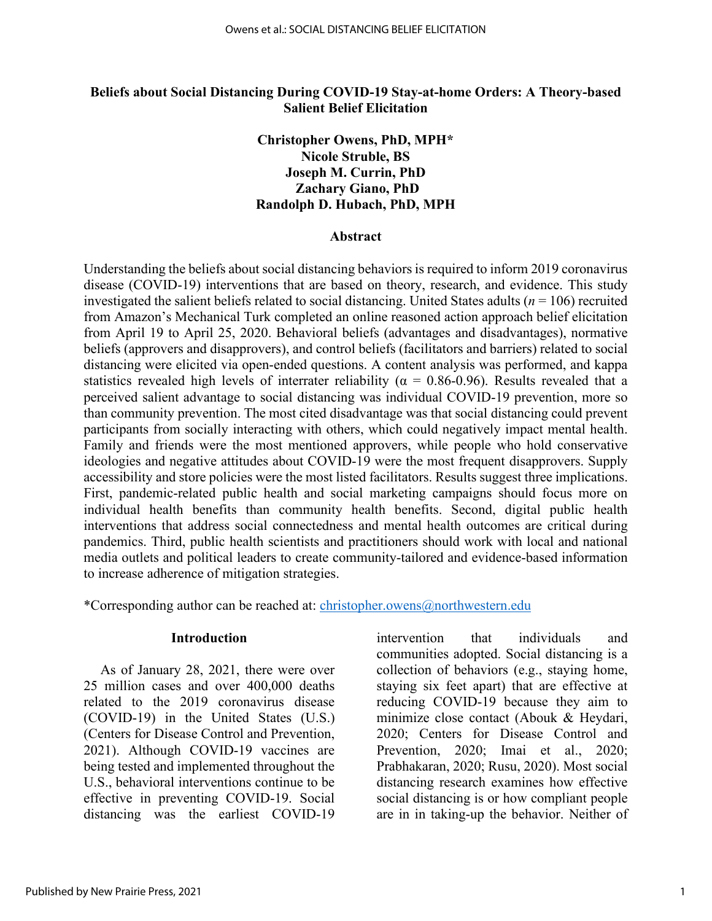# Beliefs about Social Distancing During COVID-19 Stay-at-home Orders: A Theory-based Salient Belief Elicitation

**Christopher Owens, PhD, MPH***
**Nicole Struble, BS**
**Joseph M. Currin, PhD**
**Zachary Giano, PhD**
**Randolph D. Hubach, PhD, MPH**

## Abstract

Understanding the beliefs about social distancing behaviors is required to inform 2019 coronavirus disease (COVID-19) interventions that are based on theory, research, and evidence. This study investigated the salient beliefs related to social distancing. United States adults (*n* = 106) recruited from Amazon's Mechanical Turk completed an online reasoned action approach belief elicitation from April 19 to April 25, 2020. Behavioral beliefs (advantages and disadvantages), normative beliefs (approvers and disapprovers), and control beliefs (facilitators and barriers) related to social distancing were elicited via open-ended questions. A content analysis was performed, and kappa statistics revealed high levels of interrater reliability (α = 0.86-0.96). Results revealed that a perceived salient advantage to social distancing was individual COVID-19 prevention, more so than community prevention. The most cited disadvantage was that social distancing could prevent participants from socially interacting with others, which could negatively impact mental health. Family and friends were the most mentioned approvers, while people who hold conservative ideologies and negative attitudes about COVID-19 were the most frequent disapprovers. Supply accessibility and store policies were the most listed facilitators. Results suggest three implications. First, pandemic-related public health and social marketing campaigns should focus more on individual health benefits than community health benefits. Second, digital public health interventions that address social connectedness and mental health outcomes are critical during pandemics. Third, public health scientists and practitioners should work with local and national media outlets and political leaders to create community-tailored and evidence-based information to increase adherence of mitigation strategies.

*Corresponding author can be reached at: christopher.owens@northwestern.edu

## Introduction

As of January 28, 2021, there were over 25 million cases and over 400,000 deaths related to the 2019 coronavirus disease (COVID-19) in the United States (U.S.) (Centers for Disease Control and Prevention, 2021). Although COVID-19 vaccines are being tested and implemented throughout the U.S., behavioral interventions continue to be effective in preventing COVID-19. Social distancing was the earliest COVID-19 intervention that individuals and communities adopted. Social distancing is a collection of behaviors (e.g., staying home, staying six feet apart) that are effective at reducing COVID-19 because they aim to minimize close contact (Abouk & Heydari, 2020; Centers for Disease Control and Prevention, 2020; Imai et al., 2020; Prabhakaran, 2020; Rusu, 2020). Most social distancing research examines how effective social distancing is or how compliant people are in in taking-up the behavior. Neither of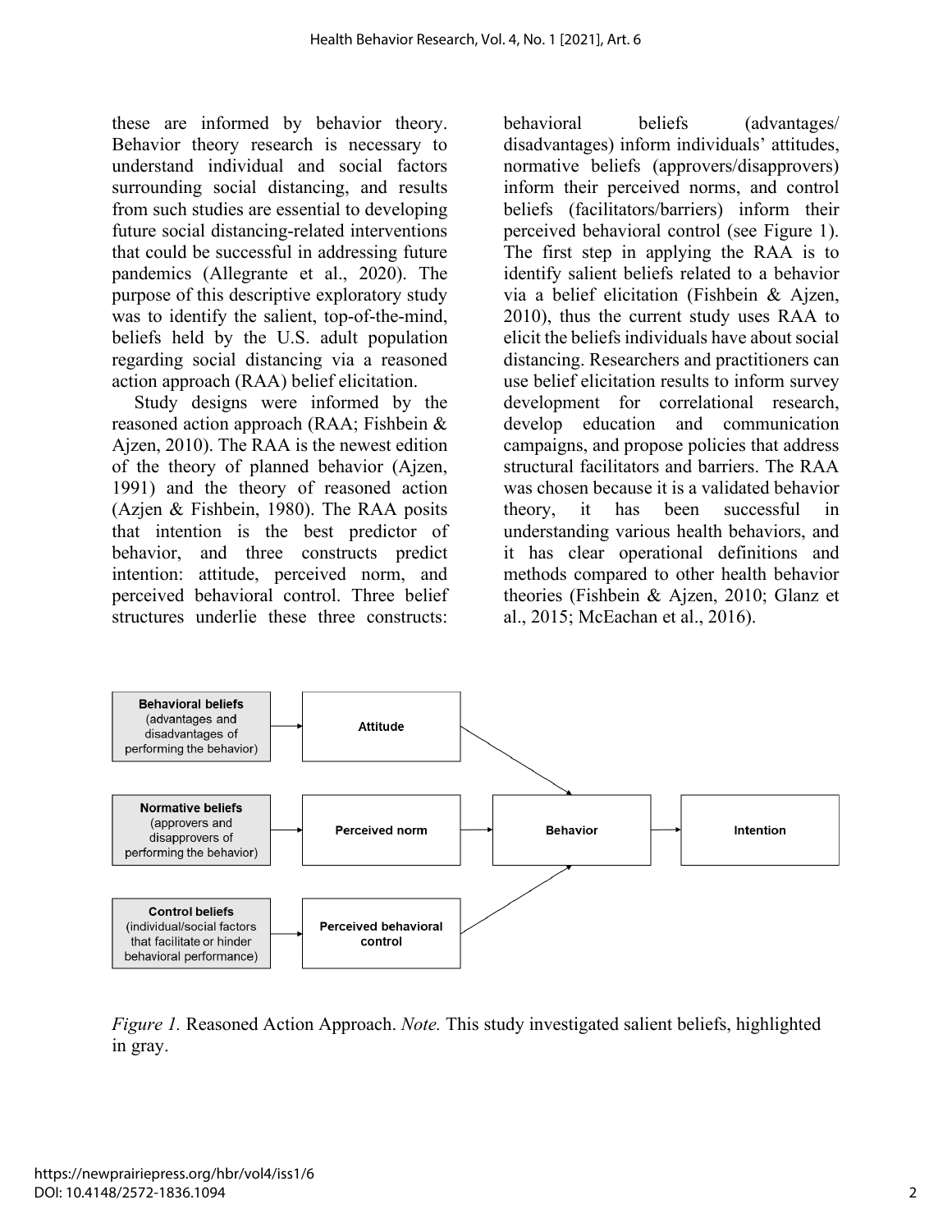these are informed by behavior theory. Behavior theory research is necessary to understand individual and social factors surrounding social distancing, and results from such studies are essential to developing future social distancing-related interventions that could be successful in addressing future pandemics (Allegrante et al., 2020). The purpose of this descriptive exploratory study was to identify the salient, top-of-the-mind, beliefs held by the U.S. adult population regarding social distancing via a reasoned action approach (RAA) belief elicitation.

Study designs were informed by the reasoned action approach (RAA; Fishbein & Ajzen, 2010). The RAA is the newest edition of the theory of planned behavior (Ajzen, 1991) and the theory of reasoned action (Azjen & Fishbein, 1980). The RAA posits that intention is the best predictor of behavior, and three constructs predict intention: attitude, perceived norm, and perceived behavioral control. Three belief structures underlie these three constructs: behavioral beliefs (advantages/ disadvantages) inform individuals' attitudes, normative beliefs (approvers/disapprovers) inform their perceived norms, and control beliefs (facilitators/barriers) inform their perceived behavioral control (see Figure 1). The first step in applying the RAA is to identify salient beliefs related to a behavior via a belief elicitation (Fishbein & Ajzen, 2010), thus the current study uses RAA to elicit the beliefs individuals have about social distancing. Researchers and practitioners can use belief elicitation results to inform survey development for correlational research, develop education and communication campaigns, and propose policies that address structural facilitators and barriers. The RAA was chosen because it is a validated behavior theory, it has been successful in understanding various health behaviors, and it has clear operational definitions and methods compared to other health behavior theories (Fishbein & Ajzen, 2010; Glanz et al., 2015; McEachan et al., 2016).

**Behavioral beliefs**
(advantages and disadvantages of performing the behavior)

Attitude

**Normative beliefs**
(approvers and disapprovers of performing the behavior)

Perceived norm

Behavior

Intention

**Control beliefs**
(individual/social factors that facilitate or hinder behavioral performance)

Perceived behavioral control

*Figure 1.* Reasoned Action Approach. *Note.* This study investigated salient beliefs, highlighted in gray.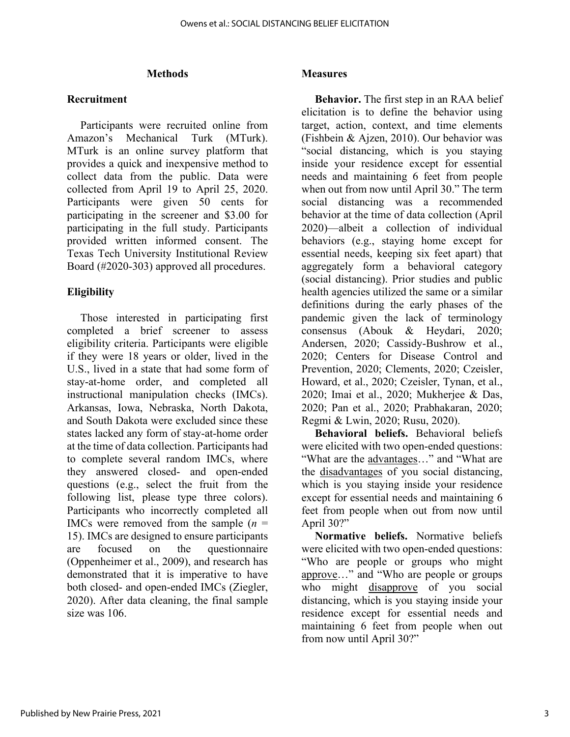## Methods

### Recruitment

Participants were recruited online from Amazon's Mechanical Turk (MTurk). MTurk is an online survey platform that provides a quick and inexpensive method to collect data from the public. Data were collected from April 19 to April 25, 2020. Participants were given 50 cents for participating in the screener and $3.00 for participating in the full study. Participants provided written informed consent. The Texas Tech University Institutional Review Board (#2020-303) approved all procedures.

### Eligibility

Those interested in participating first completed a brief screener to assess eligibility criteria. Participants were eligible if they were 18 years or older, lived in the U.S., lived in a state that had some form of stay-at-home order, and completed all instructional manipulation checks (IMCs). Arkansas, Iowa, Nebraska, North Dakota, and South Dakota were excluded since these states lacked any form of stay-at-home order at the time of data collection. Participants had to complete several random IMCs, where they answered closed- and open-ended questions (e.g., select the fruit from the following list, please type three colors). Participants who incorrectly completed all IMCs were removed from the sample ($n$ = 15). IMCs are designed to ensure participants are focused on the questionnaire (Oppenheimer et al., 2009), and research has demonstrated that it is imperative to have both closed- and open-ended IMCs (Ziegler, 2020). After data cleaning, the final sample size was 106.

### Measures

**Behavior.** The first step in an RAA belief elicitation is to define the behavior using target, action, context, and time elements (Fishbein & Ajzen, 2010). Our behavior was "social distancing, which is you staying inside your residence except for essential needs and maintaining 6 feet from people when out from now until April 30." The term social distancing was a recommended behavior at the time of data collection (April 2020)—albeit a collection of individual behaviors (e.g., staying home except for essential needs, keeping six feet apart) that aggregately form a behavioral category (social distancing). Prior studies and public health agencies utilized the same or a similar definitions during the early phases of the pandemic given the lack of terminology consensus (Abouk & Heydari, 2020; Andersen, 2020; Cassidy-Bushrow et al., 2020; Centers for Disease Control and Prevention, 2020; Clements, 2020; Czeisler, Howard, et al., 2020; Czeisler, Tynan, et al., 2020; Imai et al., 2020; Mukherjee & Das, 2020; Pan et al., 2020; Prabhakaran, 2020; Regmi & Lwin, 2020; Rusu, 2020).

**Behavioral beliefs.** Behavioral beliefs were elicited with two open-ended questions: "What are the advantages…" and "What are the disadvantages of you social distancing, which is you staying inside your residence except for essential needs and maintaining 6 feet from people when out from now until April 30?"

**Normative beliefs.** Normative beliefs were elicited with two open-ended questions: "Who are people or groups who might approve…" and "Who are people or groups who might disapprove of you social distancing, which is you staying inside your residence except for essential needs and maintaining 6 feet from people when out from now until April 30?"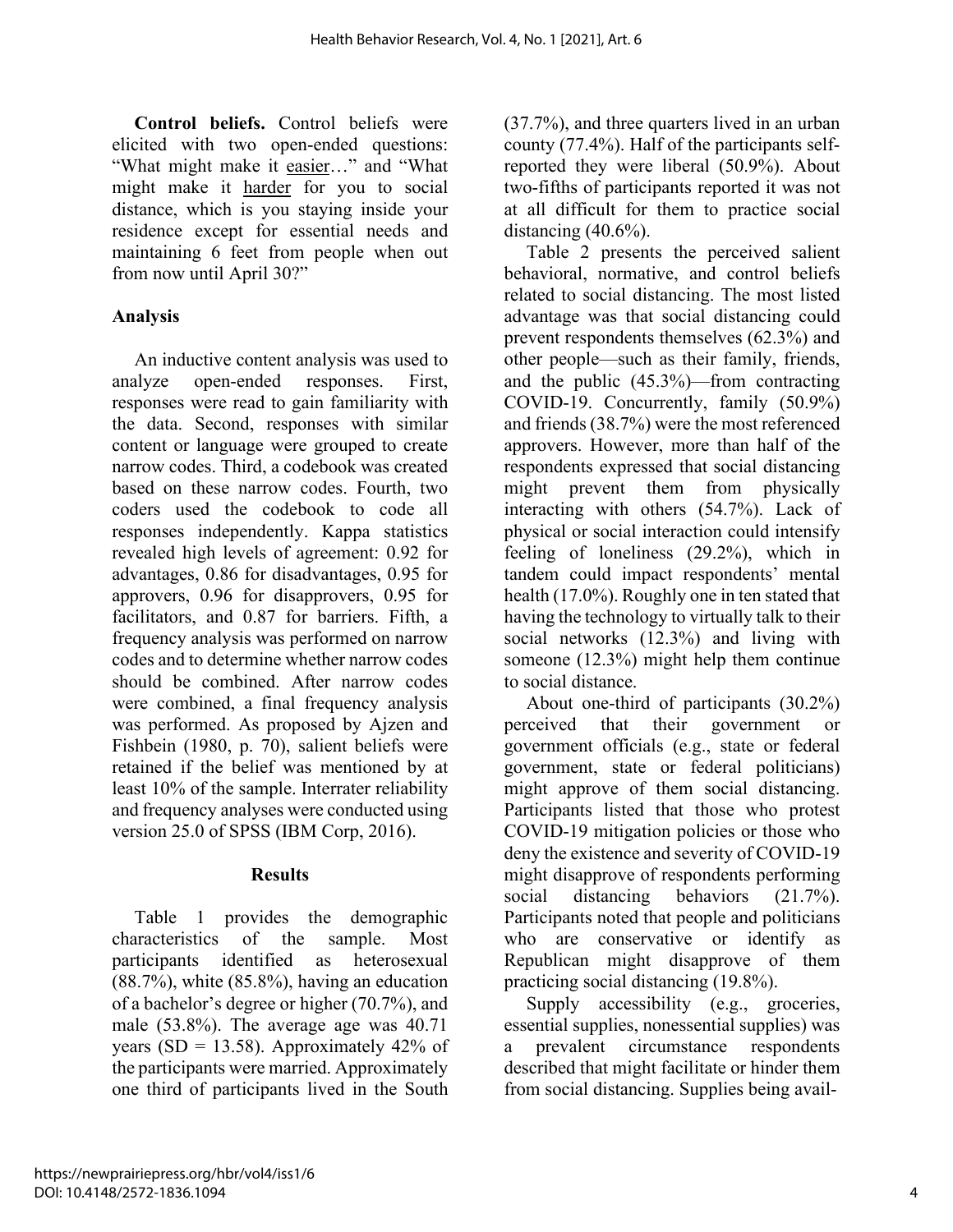**Control beliefs.** Control beliefs were elicited with two open-ended questions: "What might make it easier…" and "What might make it harder for you to social distance, which is you staying inside your residence except for essential needs and maintaining 6 feet from people when out from now until April 30?"

## Analysis

An inductive content analysis was used to analyze open-ended responses. First, responses were read to gain familiarity with the data. Second, responses with similar content or language were grouped to create narrow codes. Third, a codebook was created based on these narrow codes. Fourth, two coders used the codebook to code all responses independently. Kappa statistics revealed high levels of agreement: 0.92 for advantages, 0.86 for disadvantages, 0.95 for approvers, 0.96 for disapprovers, 0.95 for facilitators, and 0.87 for barriers. Fifth, a frequency analysis was performed on narrow codes and to determine whether narrow codes should be combined. After narrow codes were combined, a final frequency analysis was performed. As proposed by Ajzen and Fishbein (1980, p. 70), salient beliefs were retained if the belief was mentioned by at least 10% of the sample. Interrater reliability and frequency analyses were conducted using version 25.0 of SPSS (IBM Corp, 2016).

## Results

Table 1 provides the demographic characteristics of the sample. Most participants identified as heterosexual (88.7%), white (85.8%), having an education of a bachelor's degree or higher (70.7%), and male (53.8%). The average age was 40.71 years (SD = 13.58). Approximately 42% of the participants were married. Approximately one third of participants lived in the South (37.7%), and three quarters lived in an urban county (77.4%). Half of the participants self-reported they were liberal (50.9%). About two-fifths of participants reported it was not at all difficult for them to practice social distancing (40.6%).

Table 2 presents the perceived salient behavioral, normative, and control beliefs related to social distancing. The most listed advantage was that social distancing could prevent respondents themselves (62.3%) and other people—such as their family, friends, and the public (45.3%)—from contracting COVID-19. Concurrently, family (50.9%) and friends (38.7%) were the most referenced approvers. However, more than half of the respondents expressed that social distancing might prevent them from physically interacting with others (54.7%). Lack of physical or social interaction could intensify feeling of loneliness (29.2%), which in tandem could impact respondents' mental health (17.0%). Roughly one in ten stated that having the technology to virtually talk to their social networks (12.3%) and living with someone (12.3%) might help them continue to social distance.

About one-third of participants (30.2%) perceived that their government or government officials (e.g., state or federal government, state or federal politicians) might approve of them social distancing. Participants listed that those who protest COVID-19 mitigation policies or those who deny the existence and severity of COVID-19 might disapprove of respondents performing social distancing behaviors (21.7%). Participants noted that people and politicians who are conservative or identify as Republican might disapprove of them practicing social distancing (19.8%).

Supply accessibility (e.g., groceries, essential supplies, nonessential supplies) was a prevalent circumstance respondents described that might facilitate or hinder them from social distancing. Supplies being avail-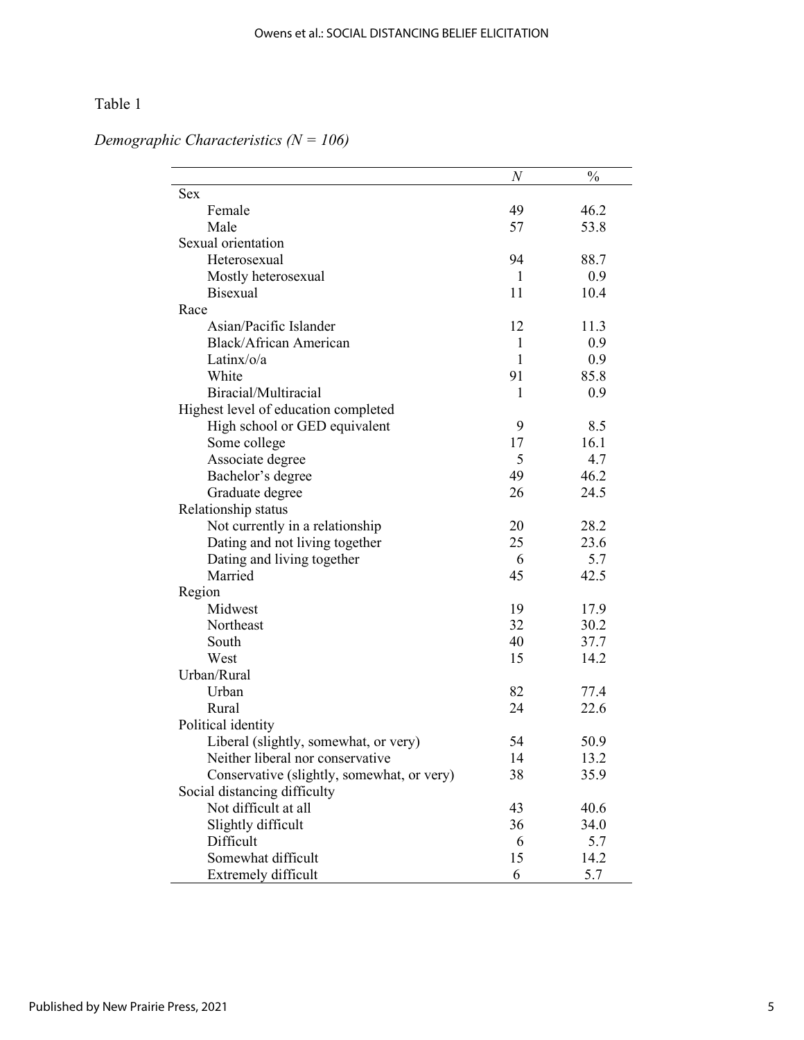Table 1

*Demographic Characteristics (N = 106)*

| | *N* | % |
|---|---|---|
| Sex | | |
| Female | 49 | 46.2 |
| Male | 57 | 53.8 |
| Sexual orientation | | |
| Heterosexual | 94 | 88.7 |
| Mostly heterosexual | 1 | 0.9 |
| Bisexual | 11 | 10.4 |
| Race | | |
| Asian/Pacific Islander | 12 | 11.3 |
| Black/African American | 1 | 0.9 |
| Latinx/o/a | 1 | 0.9 |
| White | 91 | 85.8 |
| Biracial/Multiracial | 1 | 0.9 |
| Highest level of education completed | | |
| High school or GED equivalent | 9 | 8.5 |
| Some college | 17 | 16.1 |
| Associate degree | 5 | 4.7 |
| Bachelor's degree | 49 | 46.2 |
| Graduate degree | 26 | 24.5 |
| Relationship status | | |
| Not currently in a relationship | 20 | 28.2 |
| Dating and not living together | 25 | 23.6 |
| Dating and living together | 6 | 5.7 |
| Married | 45 | 42.5 |
| Region | | |
| Midwest | 19 | 17.9 |
| Northeast | 32 | 30.2 |
| South | 40 | 37.7 |
| West | 15 | 14.2 |
| Urban/Rural | | |
| Urban | 82 | 77.4 |
| Rural | 24 | 22.6 |
| Political identity | | |
| Liberal (slightly, somewhat, or very) | 54 | 50.9 |
| Neither liberal nor conservative | 14 | 13.2 |
| Conservative (slightly, somewhat, or very) | 38 | 35.9 |
| Social distancing difficulty | | |
| Not difficult at all | 43 | 40.6 |
| Slightly difficult | 36 | 34.0 |
| Difficult | 6 | 5.7 |
| Somewhat difficult | 15 | 14.2 |
| Extremely difficult | 6 | 5.7 |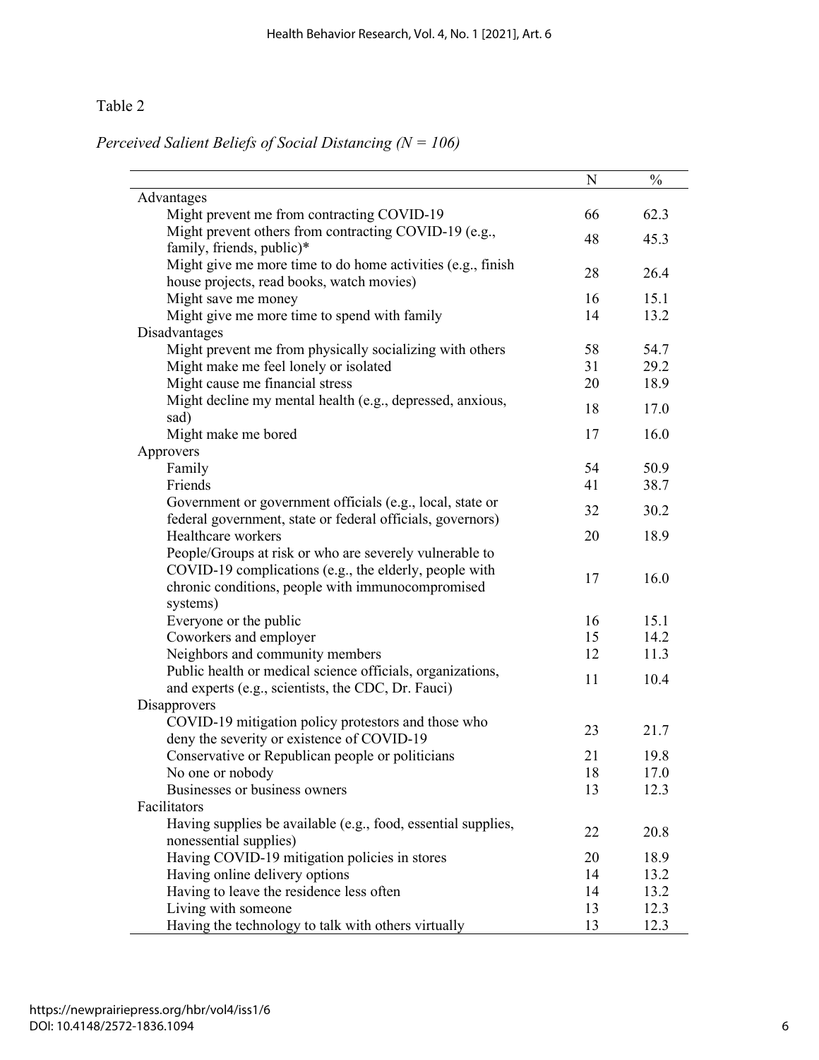Table 2

*Perceived Salient Beliefs of Social Distancing (N = 106)*

| | N | % |
|---|---|---|
| Advantages | | |
| Might prevent me from contracting COVID-19 | 66 | 62.3 |
| Might prevent others from contracting COVID-19 (e.g., family, friends, public)* | 48 | 45.3 |
| Might give me more time to do home activities (e.g., finish house projects, read books, watch movies) | 28 | 26.4 |
| Might save me money | 16 | 15.1 |
| Might give me more time to spend with family | 14 | 13.2 |
| Disadvantages | | |
| Might prevent me from physically socializing with others | 58 | 54.7 |
| Might make me feel lonely or isolated | 31 | 29.2 |
| Might cause me financial stress | 20 | 18.9 |
| Might decline my mental health (e.g., depressed, anxious, sad) | 18 | 17.0 |
| Might make me bored | 17 | 16.0 |
| Approvers | | |
| Family | 54 | 50.9 |
| Friends | 41 | 38.7 |
| Government or government officials (e.g., local, state or federal government, state or federal officials, governors) | 32 | 30.2 |
| Healthcare workers | 20 | 18.9 |
| People/Groups at risk or who are severely vulnerable to COVID-19 complications (e.g., the elderly, people with chronic conditions, people with immunocompromised systems) | 17 | 16.0 |
| Everyone or the public | 16 | 15.1 |
| Coworkers and employer | 15 | 14.2 |
| Neighbors and community members | 12 | 11.3 |
| Public health or medical science officials, organizations, and experts (e.g., scientists, the CDC, Dr. Fauci) | 11 | 10.4 |
| Disapprovers | | |
| COVID-19 mitigation policy protestors and those who deny the severity or existence of COVID-19 | 23 | 21.7 |
| Conservative or Republican people or politicians | 21 | 19.8 |
| No one or nobody | 18 | 17.0 |
| Businesses or business owners | 13 | 12.3 |
| Facilitators | | |
| Having supplies be available (e.g., food, essential supplies, nonessential supplies) | 22 | 20.8 |
| Having COVID-19 mitigation policies in stores | 20 | 18.9 |
| Having online delivery options | 14 | 13.2 |
| Having to leave the residence less often | 14 | 13.2 |
| Living with someone | 13 | 12.3 |
| Having the technology to talk with others virtually | 13 | 12.3 |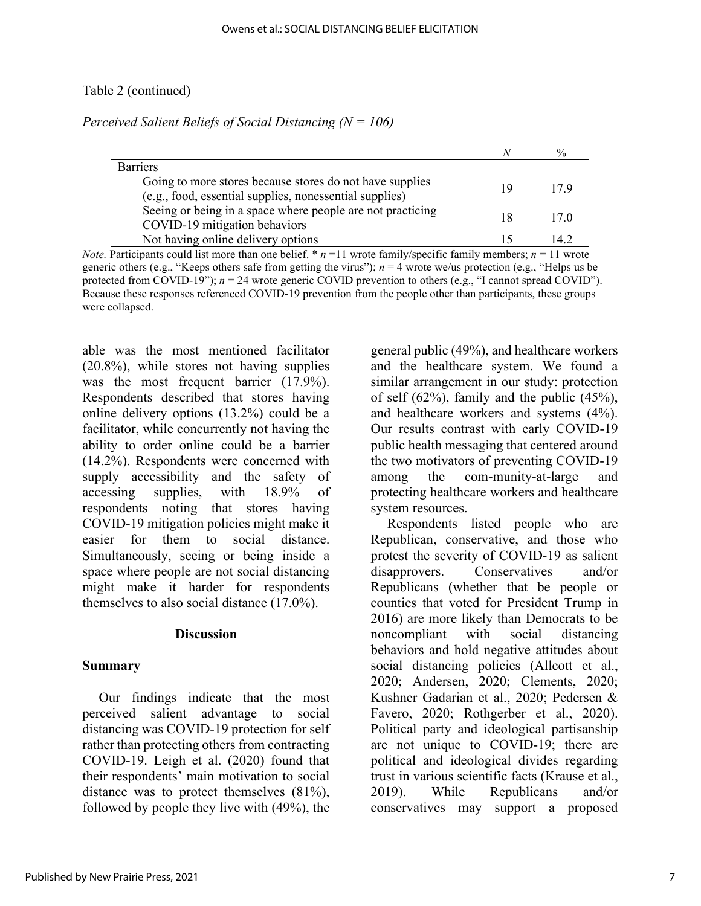Table 2 (continued)

*Perceived Salient Beliefs of Social Distancing (N = 106)*

| | *N* | % |
|---|---|---|
| Barriers | | |
| Going to more stores because stores do not have supplies (e.g., food, essential supplies, nonessential supplies) | 19 | 17.9 |
| Seeing or being in a space where people are not practicing COVID-19 mitigation behaviors | 18 | 17.0 |
| Not having online delivery options | 15 | 14.2 |

*Note.* Participants could list more than one belief. * *n* =11 wrote family/specific family members; *n* = 11 wrote generic others (e.g., "Keeps others safe from getting the virus"); *n* = 4 wrote we/us protection (e.g., "Helps us be protected from COVID-19"); *n* = 24 wrote generic COVID prevention to others (e.g., "I cannot spread COVID"). Because these responses referenced COVID-19 prevention from the people other than participants, these groups were collapsed.

able was the most mentioned facilitator (20.8%), while stores not having supplies was the most frequent barrier (17.9%). Respondents described that stores having online delivery options (13.2%) could be a facilitator, while concurrently not having the ability to order online could be a barrier (14.2%). Respondents were concerned with supply accessibility and the safety of accessing supplies, with 18.9% of respondents noting that stores having COVID-19 mitigation policies might make it easier for them to social distance. Simultaneously, seeing or being inside a space where people are not social distancing might make it harder for respondents themselves to also social distance (17.0%).

## Discussion

### Summary

Our findings indicate that the most perceived salient advantage to social distancing was COVID-19 protection for self rather than protecting others from contracting COVID-19. Leigh et al. (2020) found that their respondents' main motivation to social distance was to protect themselves (81%), followed by people they live with (49%), the general public (49%), and healthcare workers and the healthcare system. We found a similar arrangement in our study: protection of self (62%), family and the public (45%), and healthcare workers and systems (4%). Our results contrast with early COVID-19 public health messaging that centered around the two motivators of preventing COVID-19 among the com-munity-at-large and protecting healthcare workers and healthcare system resources.

Respondents listed people who are Republican, conservative, and those who protest the severity of COVID-19 as salient disapprovers. Conservatives and/or Republicans (whether that be people or counties that voted for President Trump in 2016) are more likely than Democrats to be noncompliant with social distancing behaviors and hold negative attitudes about social distancing policies (Allcott et al., 2020; Andersen, 2020; Clements, 2020; Kushner Gadarian et al., 2020; Pedersen & Favero, 2020; Rothgerber et al., 2020). Political party and ideological partisanship are not unique to COVID-19; there are political and ideological divides regarding trust in various scientific facts (Krause et al., 2019). While Republicans and/or conservatives may support a proposed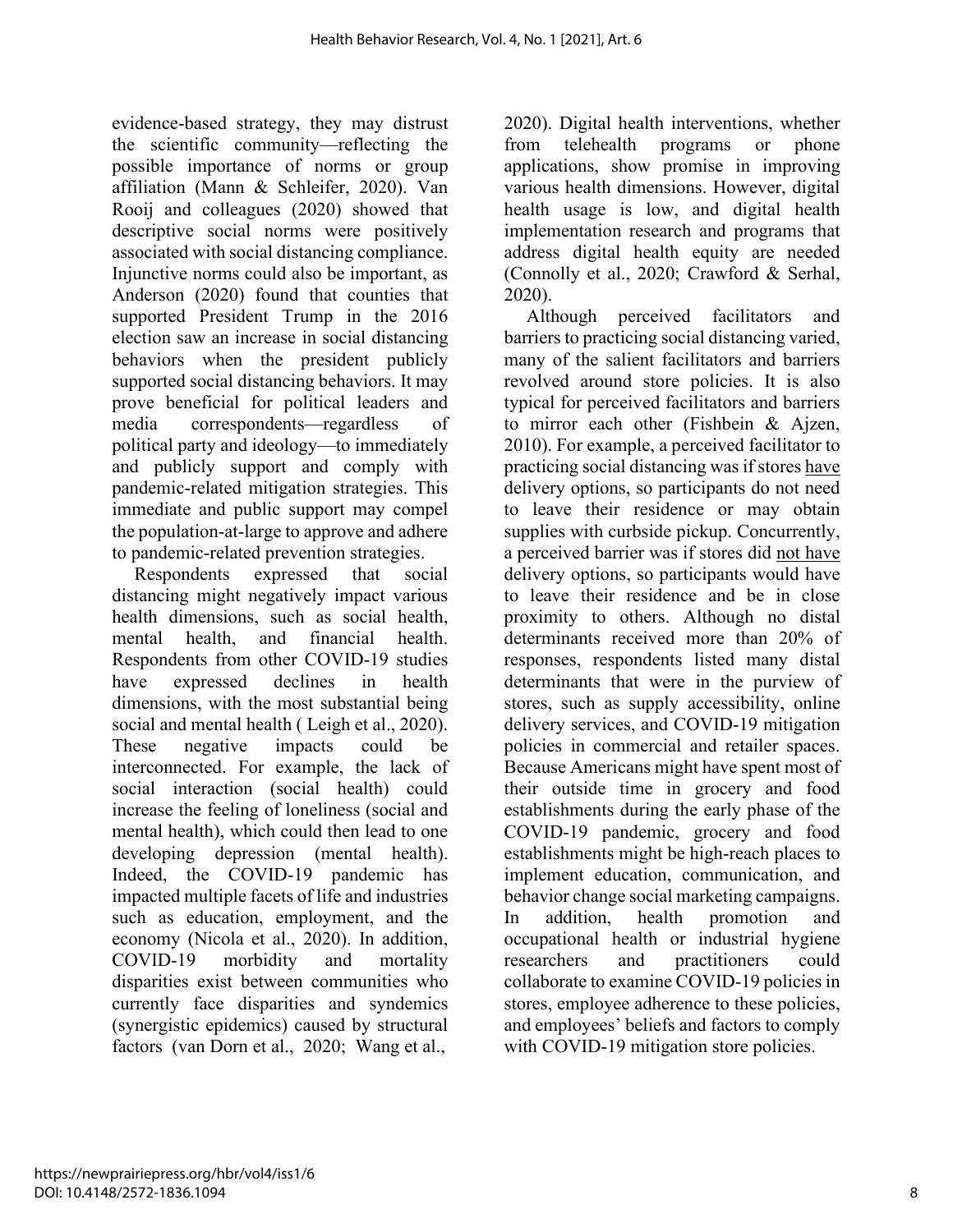evidence-based strategy, they may distrust the scientific community—reflecting the possible importance of norms or group affiliation (Mann & Schleifer, 2020). Van Rooij and colleagues (2020) showed that descriptive social norms were positively associated with social distancing compliance. Injunctive norms could also be important, as Anderson (2020) found that counties that supported President Trump in the 2016 election saw an increase in social distancing behaviors when the president publicly supported social distancing behaviors. It may prove beneficial for political leaders and media correspondents—regardless of political party and ideology—to immediately and publicly support and comply with pandemic-related mitigation strategies. This immediate and public support may compel the population-at-large to approve and adhere to pandemic-related prevention strategies.

Respondents expressed that social distancing might negatively impact various health dimensions, such as social health, mental health, and financial health. Respondents from other COVID-19 studies have expressed declines in health dimensions, with the most substantial being social and mental health ( Leigh et al., 2020). These negative impacts could be interconnected. For example, the lack of social interaction (social health) could increase the feeling of loneliness (social and mental health), which could then lead to one developing depression (mental health). Indeed, the COVID-19 pandemic has impacted multiple facets of life and industries such as education, employment, and the economy (Nicola et al., 2020). In addition, COVID-19 morbidity and mortality disparities exist between communities who currently face disparities and syndemics (synergistic epidemics) caused by structural factors (van Dorn et al., 2020; Wang et al., 2020). Digital health interventions, whether from telehealth programs or phone applications, show promise in improving various health dimensions. However, digital health usage is low, and digital health implementation research and programs that address digital health equity are needed (Connolly et al., 2020; Crawford & Serhal, 2020).

Although perceived facilitators and barriers to practicing social distancing varied, many of the salient facilitators and barriers revolved around store policies. It is also typical for perceived facilitators and barriers to mirror each other (Fishbein & Ajzen, 2010). For example, a perceived facilitator to practicing social distancing was if stores have delivery options, so participants do not need to leave their residence or may obtain supplies with curbside pickup. Concurrently, a perceived barrier was if stores did not have delivery options, so participants would have to leave their residence and be in close proximity to others. Although no distal determinants received more than 20% of responses, respondents listed many distal determinants that were in the purview of stores, such as supply accessibility, online delivery services, and COVID-19 mitigation policies in commercial and retailer spaces. Because Americans might have spent most of their outside time in grocery and food establishments during the early phase of the COVID-19 pandemic, grocery and food establishments might be high-reach places to implement education, communication, and behavior change social marketing campaigns. In addition, health promotion and occupational health or industrial hygiene researchers and practitioners could collaborate to examine COVID-19 policies in stores, employee adherence to these policies, and employees' beliefs and factors to comply with COVID-19 mitigation store policies.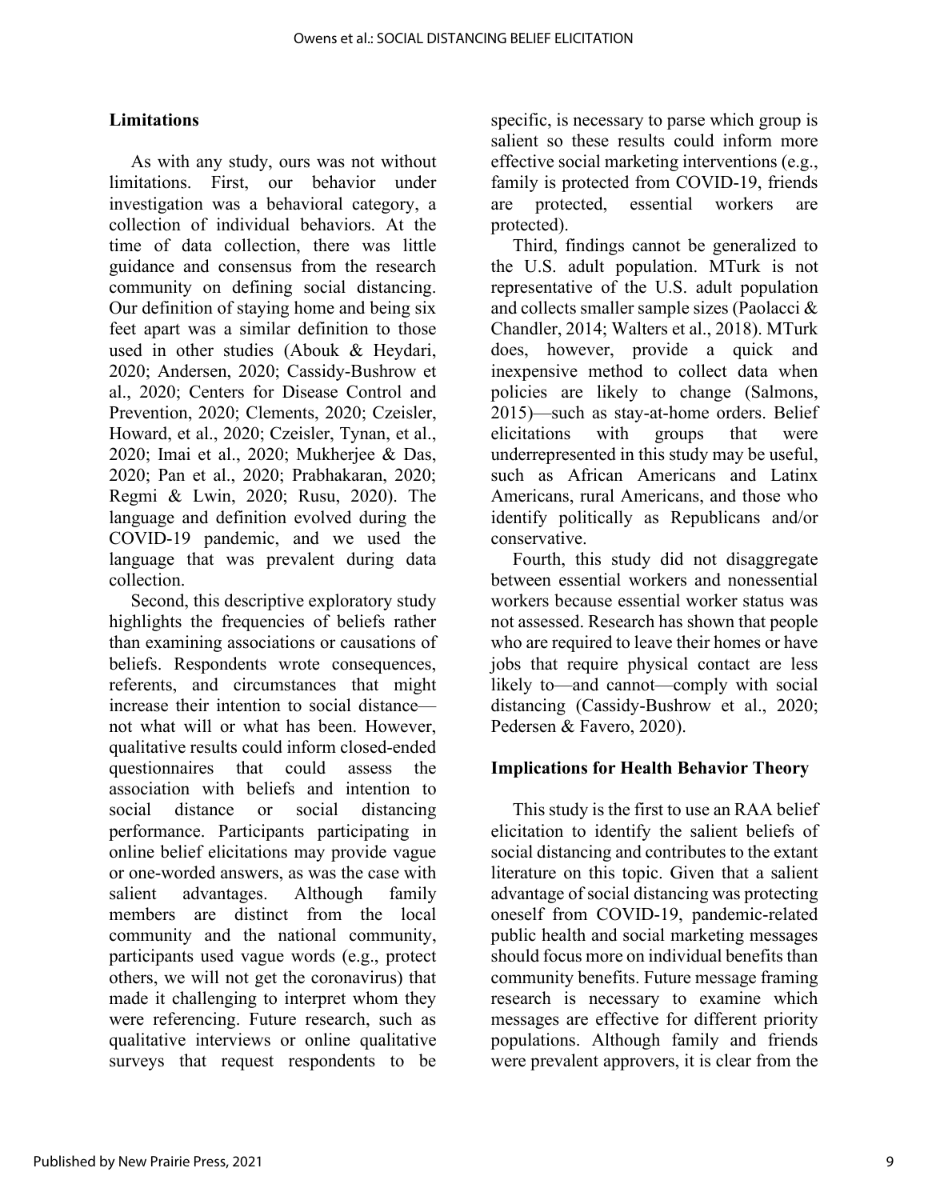## Limitations

As with any study, ours was not without limitations. First, our behavior under investigation was a behavioral category, a collection of individual behaviors. At the time of data collection, there was little guidance and consensus from the research community on defining social distancing. Our definition of staying home and being six feet apart was a similar definition to those used in other studies (Abouk & Heydari, 2020; Andersen, 2020; Cassidy-Bushrow et al., 2020; Centers for Disease Control and Prevention, 2020; Clements, 2020; Czeisler, Howard, et al., 2020; Czeisler, Tynan, et al., 2020; Imai et al., 2020; Mukherjee & Das, 2020; Pan et al., 2020; Prabhakaran, 2020; Regmi & Lwin, 2020; Rusu, 2020). The language and definition evolved during the COVID-19 pandemic, and we used the language that was prevalent during data collection.

Second, this descriptive exploratory study highlights the frequencies of beliefs rather than examining associations or causations of beliefs. Respondents wrote consequences, referents, and circumstances that might increase their intention to social distance—not what will or what has been. However, qualitative results could inform closed-ended questionnaires that could assess the association with beliefs and intention to social distance or social distancing performance. Participants participating in online belief elicitations may provide vague or one-worded answers, as was the case with salient advantages. Although family members are distinct from the local community and the national community, participants used vague words (e.g., protect others, we will not get the coronavirus) that made it challenging to interpret whom they were referencing. Future research, such as qualitative interviews or online qualitative surveys that request respondents to be specific, is necessary to parse which group is salient so these results could inform more effective social marketing interventions (e.g., family is protected from COVID-19, friends are protected, essential workers are protected).

Third, findings cannot be generalized to the U.S. adult population. MTurk is not representative of the U.S. adult population and collects smaller sample sizes (Paolacci & Chandler, 2014; Walters et al., 2018). MTurk does, however, provide a quick and inexpensive method to collect data when policies are likely to change (Salmons, 2015)—such as stay-at-home orders. Belief elicitations with groups that were underrepresented in this study may be useful, such as African Americans and Latinx Americans, rural Americans, and those who identify politically as Republicans and/or conservative.

Fourth, this study did not disaggregate between essential workers and nonessential workers because essential worker status was not assessed. Research has shown that people who are required to leave their homes or have jobs that require physical contact are less likely to—and cannot—comply with social distancing (Cassidy-Bushrow et al., 2020; Pedersen & Favero, 2020).

## Implications for Health Behavior Theory

This study is the first to use an RAA belief elicitation to identify the salient beliefs of social distancing and contributes to the extant literature on this topic. Given that a salient advantage of social distancing was protecting oneself from COVID-19, pandemic-related public health and social marketing messages should focus more on individual benefits than community benefits. Future message framing research is necessary to examine which messages are effective for different priority populations. Although family and friends were prevalent approvers, it is clear from the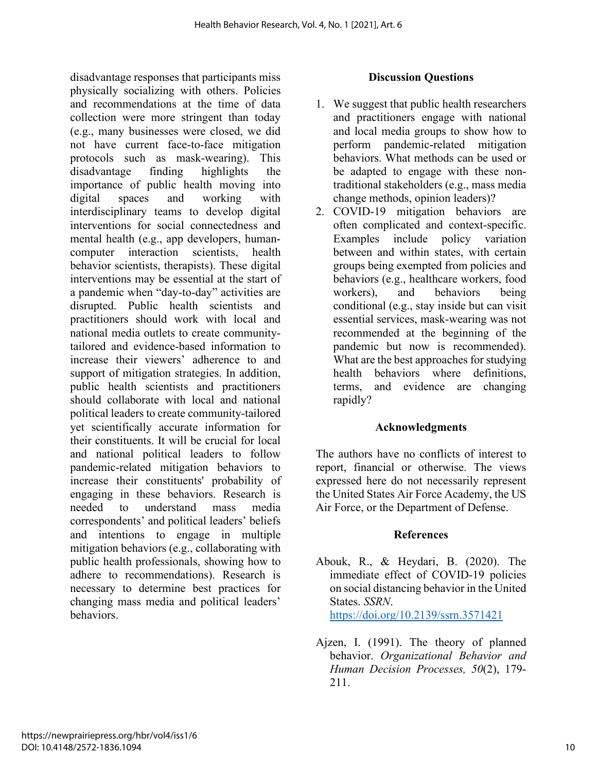disadvantage responses that participants miss physically socializing with others. Policies and recommendations at the time of data collection were more stringent than today (e.g., many businesses were closed, we did not have current face-to-face mitigation protocols such as mask-wearing). This disadvantage finding highlights the importance of public health moving into digital spaces and working with interdisciplinary teams to develop digital interventions for social connectedness and mental health (e.g., app developers, human-computer interaction scientists, health behavior scientists, therapists). These digital interventions may be essential at the start of a pandemic when "day-to-day" activities are disrupted. Public health scientists and practitioners should work with local and national media outlets to create community-tailored and evidence-based information to increase their viewers' adherence to and support of mitigation strategies. In addition, public health scientists and practitioners should collaborate with local and national political leaders to create community-tailored yet scientifically accurate information for their constituents. It will be crucial for local and national political leaders to follow pandemic-related mitigation behaviors to increase their constituents' probability of engaging in these behaviors. Research is needed to understand mass media correspondents' and political leaders' beliefs and intentions to engage in multiple mitigation behaviors (e.g., collaborating with public health professionals, showing how to adhere to recommendations). Research is necessary to determine best practices for changing mass media and political leaders' behaviors.

## Discussion Questions

1. We suggest that public health researchers and practitioners engage with national and local media groups to show how to perform pandemic-related mitigation behaviors. What methods can be used or be adapted to engage with these non-traditional stakeholders (e.g., mass media change methods, opinion leaders)?
2. COVID-19 mitigation behaviors are often complicated and context-specific. Examples include policy variation between and within states, with certain groups being exempted from policies and behaviors (e.g., healthcare workers, food workers), and behaviors being conditional (e.g., stay inside but can visit essential services, mask-wearing was not recommended at the beginning of the pandemic but now is recommended). What are the best approaches for studying health behaviors where definitions, terms, and evidence are changing rapidly?

## Acknowledgments

The authors have no conflicts of interest to report, financial or otherwise. The views expressed here do not necessarily represent the United States Air Force Academy, the US Air Force, or the Department of Defense.

## References

Abouk, R., & Heydari, B. (2020). The immediate effect of COVID-19 policies on social distancing behavior in the United States. *SSRN*. https://doi.org/10.2139/ssrn.3571421

Ajzen, I. (1991). The theory of planned behavior. *Organizational Behavior and Human Decision Processes, 50*(2), 179-211.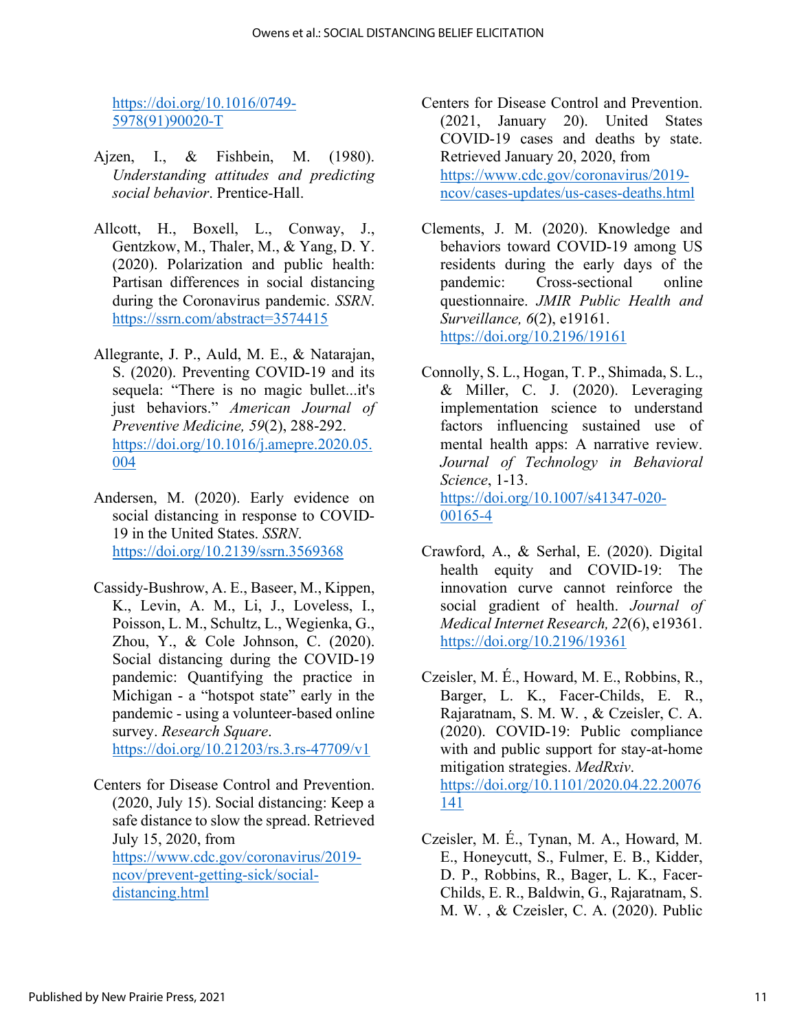https://doi.org/10.1016/0749-5978(91)90020-T

Ajzen, I., & Fishbein, M. (1980). *Understanding attitudes and predicting social behavior*. Prentice-Hall.

Allcott, H., Boxell, L., Conway, J., Gentzkow, M., Thaler, M., & Yang, D. Y. (2020). Polarization and public health: Partisan differences in social distancing during the Coronavirus pandemic. *SSRN*. https://ssrn.com/abstract=3574415

Allegrante, J. P., Auld, M. E., & Natarajan, S. (2020). Preventing COVID-19 and its sequela: "There is no magic bullet...it's just behaviors." *American Journal of Preventive Medicine, 59*(2), 288-292. https://doi.org/10.1016/j.amepre.2020.05.004

Andersen, M. (2020). Early evidence on social distancing in response to COVID-19 in the United States. *SSRN*. https://doi.org/10.2139/ssrn.3569368

Cassidy-Bushrow, A. E., Baseer, M., Kippen, K., Levin, A. M., Li, J., Loveless, I., Poisson, L. M., Schultz, L., Wegienka, G., Zhou, Y., & Cole Johnson, C. (2020). Social distancing during the COVID-19 pandemic: Quantifying the practice in Michigan - a "hotspot state" early in the pandemic - using a volunteer-based online survey. *Research Square*. https://doi.org/10.21203/rs.3.rs-47709/v1

Centers for Disease Control and Prevention. (2020, July 15). Social distancing: Keep a safe distance to slow the spread. Retrieved July 15, 2020, from https://www.cdc.gov/coronavirus/2019-ncov/prevent-getting-sick/social-distancing.html

Centers for Disease Control and Prevention. (2021, January 20). United States COVID-19 cases and deaths by state. Retrieved January 20, 2020, from https://www.cdc.gov/coronavirus/2019-ncov/cases-updates/us-cases-deaths.html

Clements, J. M. (2020). Knowledge and behaviors toward COVID-19 among US residents during the early days of the pandemic: Cross-sectional online questionnaire. *JMIR Public Health and Surveillance, 6*(2), e19161. https://doi.org/10.2196/19161

Connolly, S. L., Hogan, T. P., Shimada, S. L., & Miller, C. J. (2020). Leveraging implementation science to understand factors influencing sustained use of mental health apps: A narrative review. *Journal of Technology in Behavioral Science*, 1-13. https://doi.org/10.1007/s41347-020-00165-4

Crawford, A., & Serhal, E. (2020). Digital health equity and COVID-19: The innovation curve cannot reinforce the social gradient of health. *Journal of Medical Internet Research, 22*(6), e19361. https://doi.org/10.2196/19361

Czeisler, M. É., Howard, M. E., Robbins, R., Barger, L. K., Facer-Childs, E. R., Rajaratnam, S. M. W. , & Czeisler, C. A. (2020). COVID-19: Public compliance with and public support for stay-at-home mitigation strategies. *MedRxiv*. https://doi.org/10.1101/2020.04.22.20076141

Czeisler, M. É., Tynan, M. A., Howard, M. E., Honeycutt, S., Fulmer, E. B., Kidder, D. P., Robbins, R., Bager, L. K., Facer-Childs, E. R., Baldwin, G., Rajaratnam, S. M. W. , & Czeisler, C. A. (2020). Public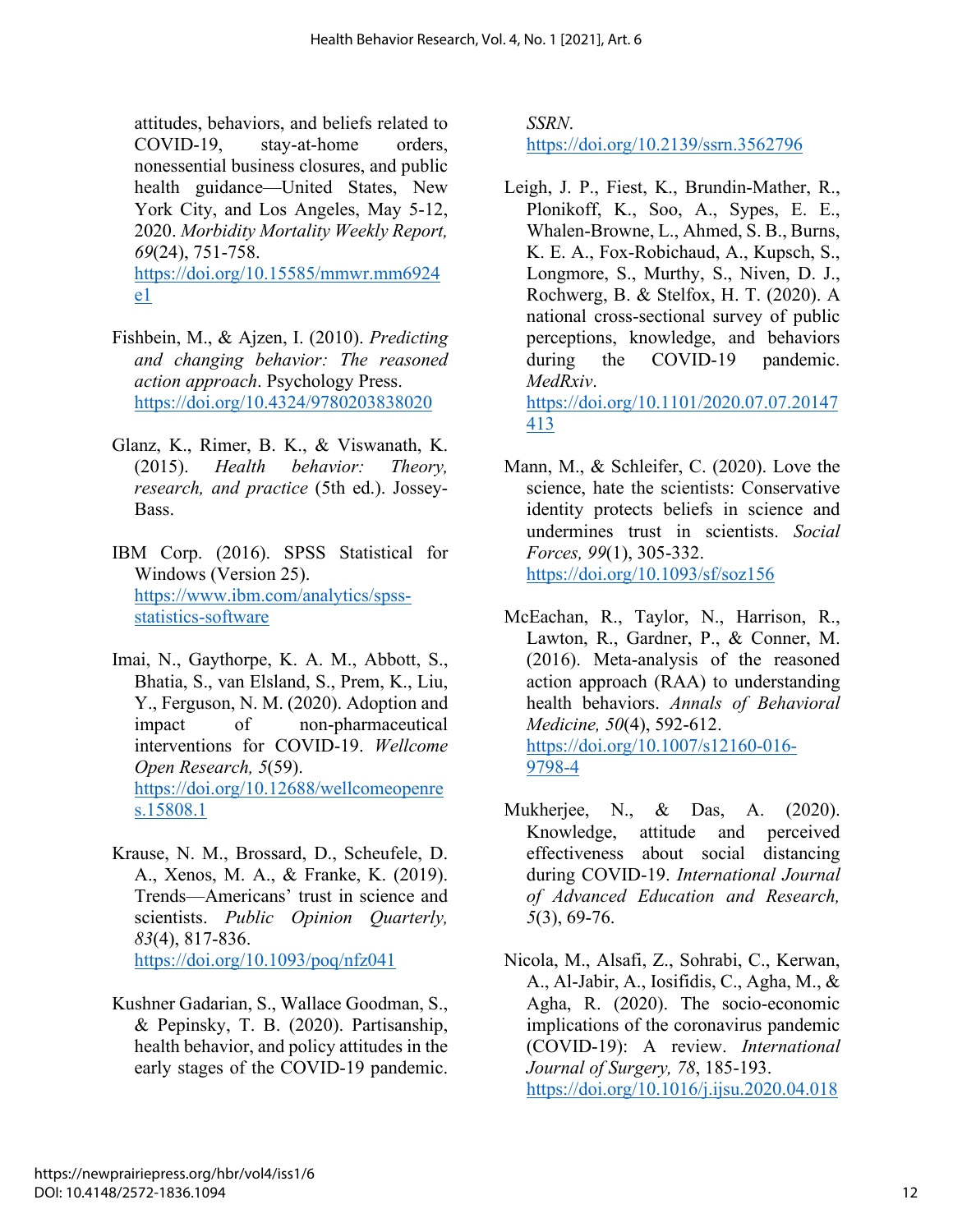attitudes, behaviors, and beliefs related to COVID-19, stay-at-home orders, nonessential business closures, and public health guidance—United States, New York City, and Los Angeles, May 5-12, 2020. *Morbidity Mortality Weekly Report, 69*(24), 751-758. https://doi.org/10.15585/mmwr.mm6924e1

Fishbein, M., & Ajzen, I. (2010). *Predicting and changing behavior: The reasoned action approach*. Psychology Press. https://doi.org/10.4324/9780203838020

Glanz, K., Rimer, B. K., & Viswanath, K. (2015). *Health behavior: Theory, research, and practice* (5th ed.). Jossey-Bass.

IBM Corp. (2016). SPSS Statistical for Windows (Version 25). https://www.ibm.com/analytics/spss-statistics-software

Imai, N., Gaythorpe, K. A. M., Abbott, S., Bhatia, S., van Elsland, S., Prem, K., Liu, Y., Ferguson, N. M. (2020). Adoption and impact of non-pharmaceutical interventions for COVID-19. *Wellcome Open Research, 5*(59). https://doi.org/10.12688/wellcomeopenres.15808.1

Krause, N. M., Brossard, D., Scheufele, D. A., Xenos, M. A., & Franke, K. (2019). Trends—Americans' trust in science and scientists. *Public Opinion Quarterly, 83*(4), 817-836. https://doi.org/10.1093/poq/nfz041

Kushner Gadarian, S., Wallace Goodman, S., & Pepinsky, T. B. (2020). Partisanship, health behavior, and policy attitudes in the early stages of the COVID-19 pandemic. *SSRN*. https://doi.org/10.2139/ssrn.3562796

Leigh, J. P., Fiest, K., Brundin-Mather, R., Plonikoff, K., Soo, A., Sypes, E. E., Whalen-Browne, L., Ahmed, S. B., Burns, K. E. A., Fox-Robichaud, A., Kupsch, S., Longmore, S., Murthy, S., Niven, D. J., Rochwerg, B. & Stelfox, H. T. (2020). A national cross-sectional survey of public perceptions, knowledge, and behaviors during the COVID-19 pandemic. *MedRxiv*. https://doi.org/10.1101/2020.07.07.20147413

Mann, M., & Schleifer, C. (2020). Love the science, hate the scientists: Conservative identity protects beliefs in science and undermines trust in scientists. *Social Forces, 99*(1), 305-332. https://doi.org/10.1093/sf/soz156

McEachan, R., Taylor, N., Harrison, R., Lawton, R., Gardner, P., & Conner, M. (2016). Meta-analysis of the reasoned action approach (RAA) to understanding health behaviors. *Annals of Behavioral Medicine, 50*(4), 592-612. https://doi.org/10.1007/s12160-016-9798-4

Mukherjee, N., & Das, A. (2020). Knowledge, attitude and perceived effectiveness about social distancing during COVID-19. *International Journal of Advanced Education and Research, 5*(3), 69-76.

Nicola, M., Alsafi, Z., Sohrabi, C., Kerwan, A., Al-Jabir, A., Iosifidis, C., Agha, M., & Agha, R. (2020). The socio-economic implications of the coronavirus pandemic (COVID-19): A review. *International Journal of Surgery, 78*, 185-193. https://doi.org/10.1016/j.ijsu.2020.04.018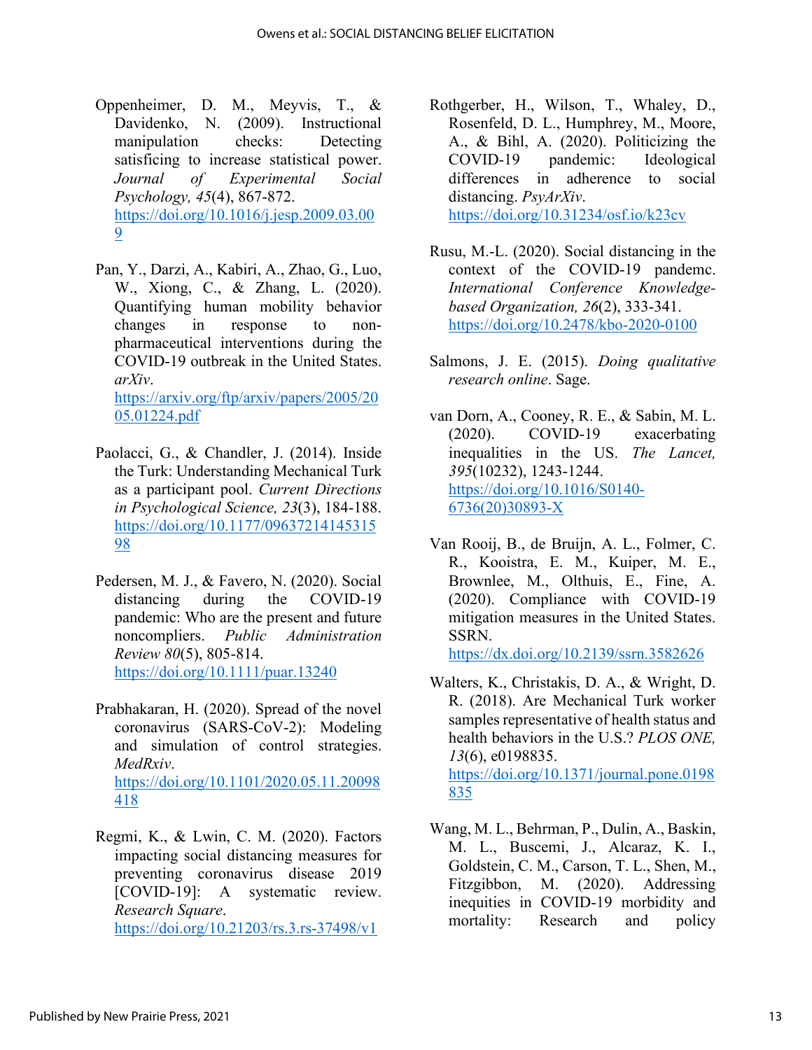Oppenheimer, D. M., Meyvis, T., & Davidenko, N. (2009). Instructional manipulation checks: Detecting satisficing to increase statistical power. *Journal of Experimental Social Psychology, 45*(4), 867-872. https://doi.org/10.1016/j.jesp.2009.03.009

Pan, Y., Darzi, A., Kabiri, A., Zhao, G., Luo, W., Xiong, C., & Zhang, L. (2020). Quantifying human mobility behavior changes in response to non-pharmaceutical interventions during the COVID-19 outbreak in the United States. *arXiv*. https://arxiv.org/ftp/arxiv/papers/2005/2005.01224.pdf

Paolacci, G., & Chandler, J. (2014). Inside the Turk: Understanding Mechanical Turk as a participant pool. *Current Directions in Psychological Science, 23*(3), 184-188. https://doi.org/10.1177/0963721414531598

Pedersen, M. J., & Favero, N. (2020). Social distancing during the COVID-19 pandemic: Who are the present and future noncompliers. *Public Administration Review 80*(5), 805-814. https://doi.org/10.1111/puar.13240

Prabhakaran, H. (2020). Spread of the novel coronavirus (SARS-CoV-2): Modeling and simulation of control strategies. *MedRxiv*. https://doi.org/10.1101/2020.05.11.20098418

Regmi, K., & Lwin, C. M. (2020). Factors impacting social distancing measures for preventing coronavirus disease 2019 [COVID-19]: A systematic review. *Research Square*. https://doi.org/10.21203/rs.3.rs-37498/v1

Rothgerber, H., Wilson, T., Whaley, D., Rosenfeld, D. L., Humphrey, M., Moore, A., & Bihl, A. (2020). Politicizing the COVID-19 pandemic: Ideological differences in adherence to social distancing. *PsyArXiv*. https://doi.org/10.31234/osf.io/k23cv

Rusu, M.-L. (2020). Social distancing in the context of the COVID-19 pandemc. *International Conference Knowledge-based Organization, 26*(2), 333-341. https://doi.org/10.2478/kbo-2020-0100

Salmons, J. E. (2015). *Doing qualitative research online*. Sage.

van Dorn, A., Cooney, R. E., & Sabin, M. L. (2020). COVID-19 exacerbating inequalities in the US. *The Lancet, 395*(10232), 1243-1244. https://doi.org/10.1016/S0140-6736(20)30893-X

Van Rooij, B., de Bruijn, A. L., Folmer, C. R., Kooistra, E. M., Kuiper, M. E., Brownlee, M., Olthuis, E., Fine, A. (2020). Compliance with COVID-19 mitigation measures in the United States. SSRN. https://dx.doi.org/10.2139/ssrn.3582626

Walters, K., Christakis, D. A., & Wright, D. R. (2018). Are Mechanical Turk worker samples representative of health status and health behaviors in the U.S.? *PLOS ONE, 13*(6), e0198835. https://doi.org/10.1371/journal.pone.0198835

Wang, M. L., Behrman, P., Dulin, A., Baskin, M. L., Buscemi, J., Alcaraz, K. I., Goldstein, C. M., Carson, T. L., Shen, M., Fitzgibbon, M. (2020). Addressing inequities in COVID-19 morbidity and mortality: Research and policy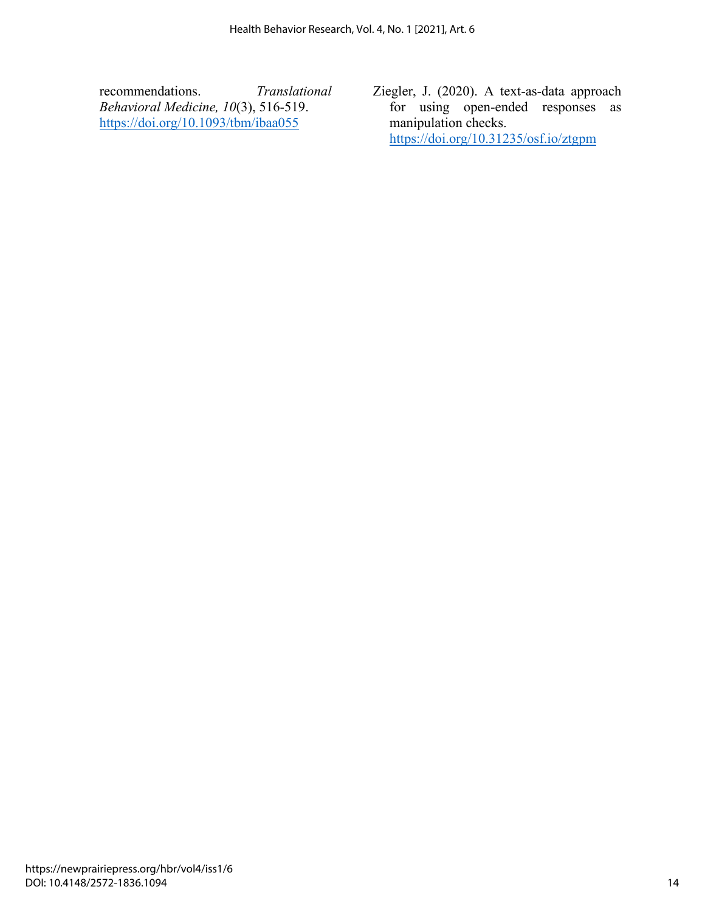recommendations. *Translational Behavioral Medicine, 10*(3), 516-519. https://doi.org/10.1093/tbm/ibaa055

Ziegler, J. (2020). A text-as-data approach for using open-ended responses as manipulation checks. https://doi.org/10.31235/osf.io/ztgpm